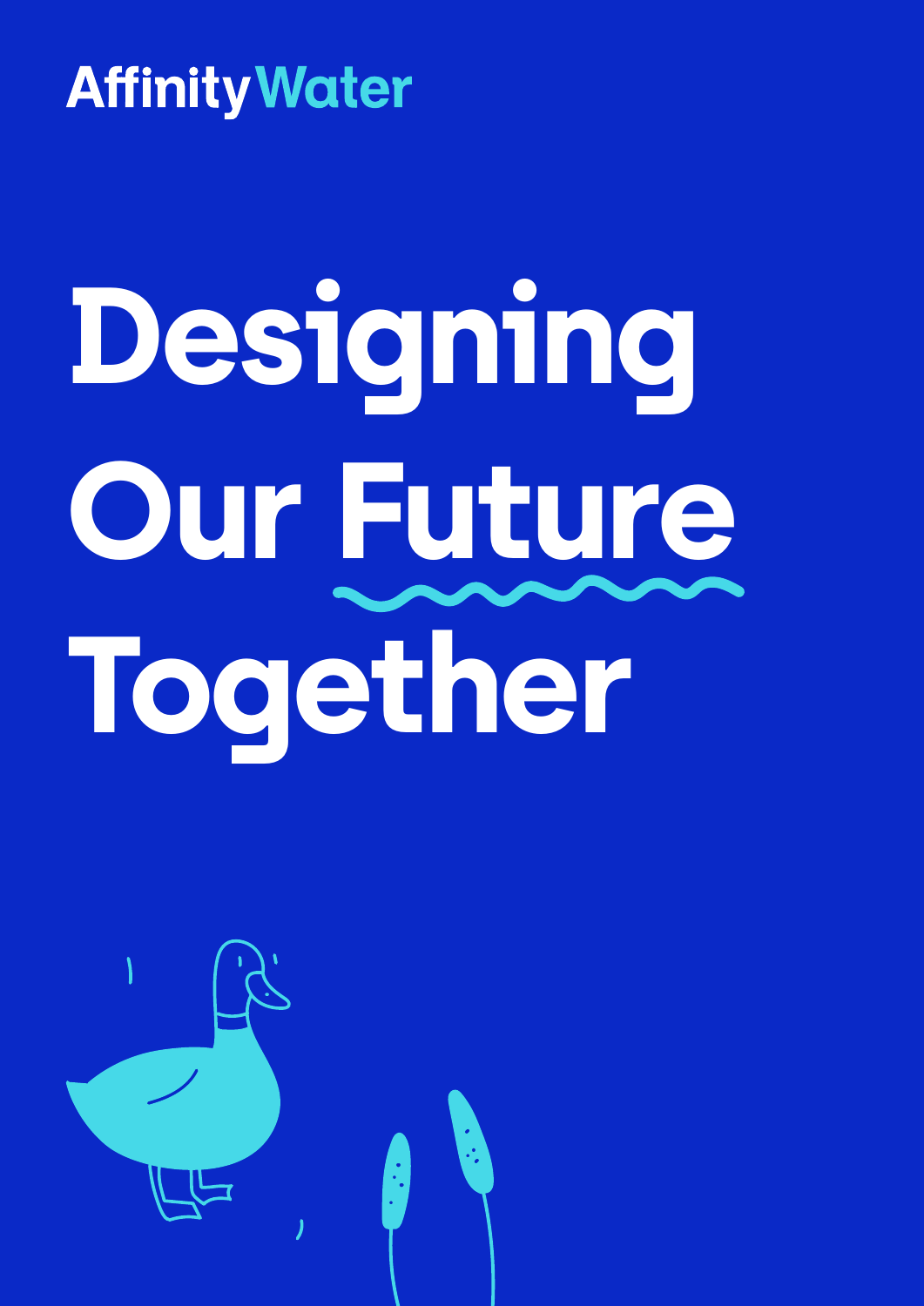Affinity Water

# Designing Our Future Together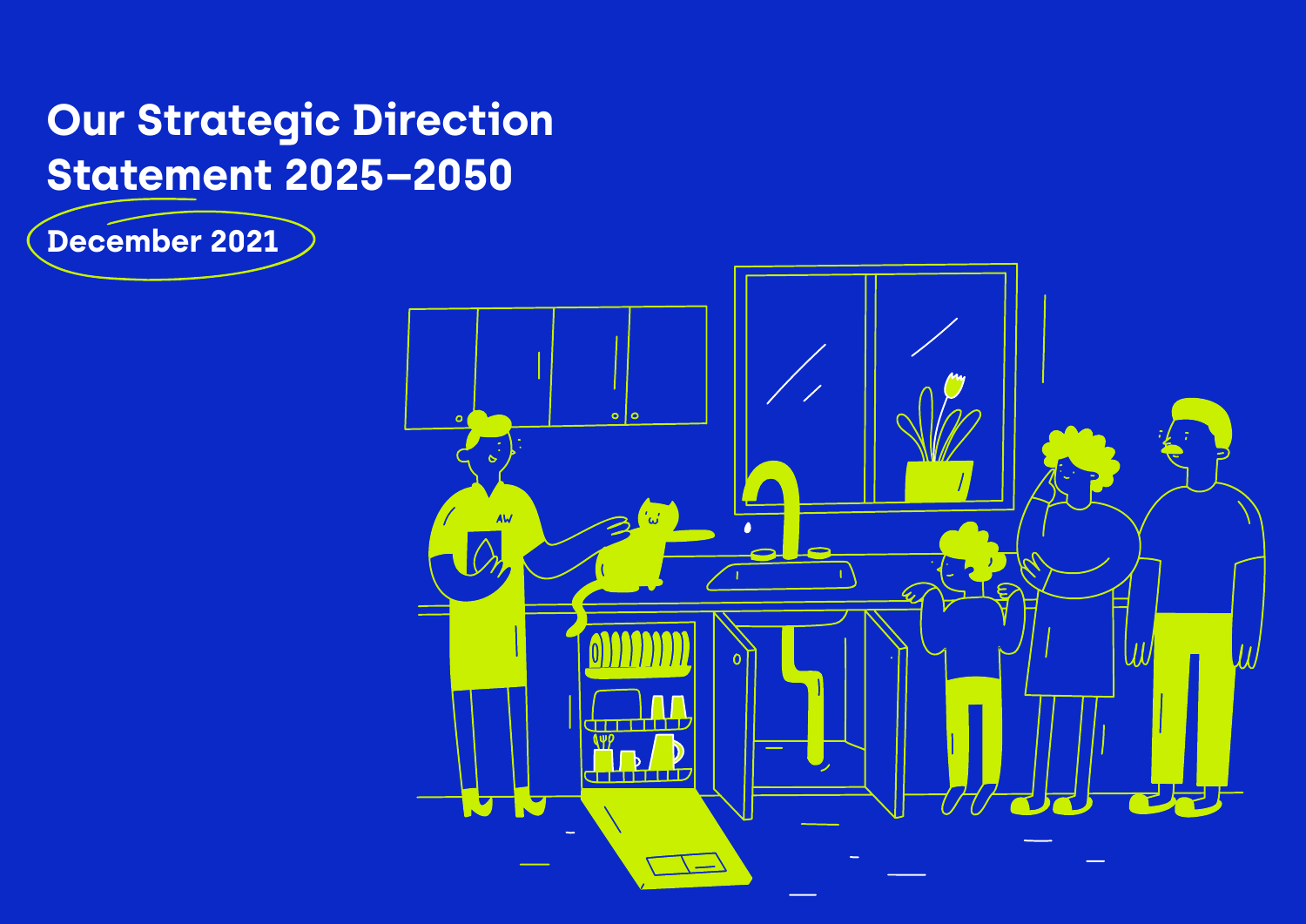# Our Strategic Direction Statement 2025–2050

December 2021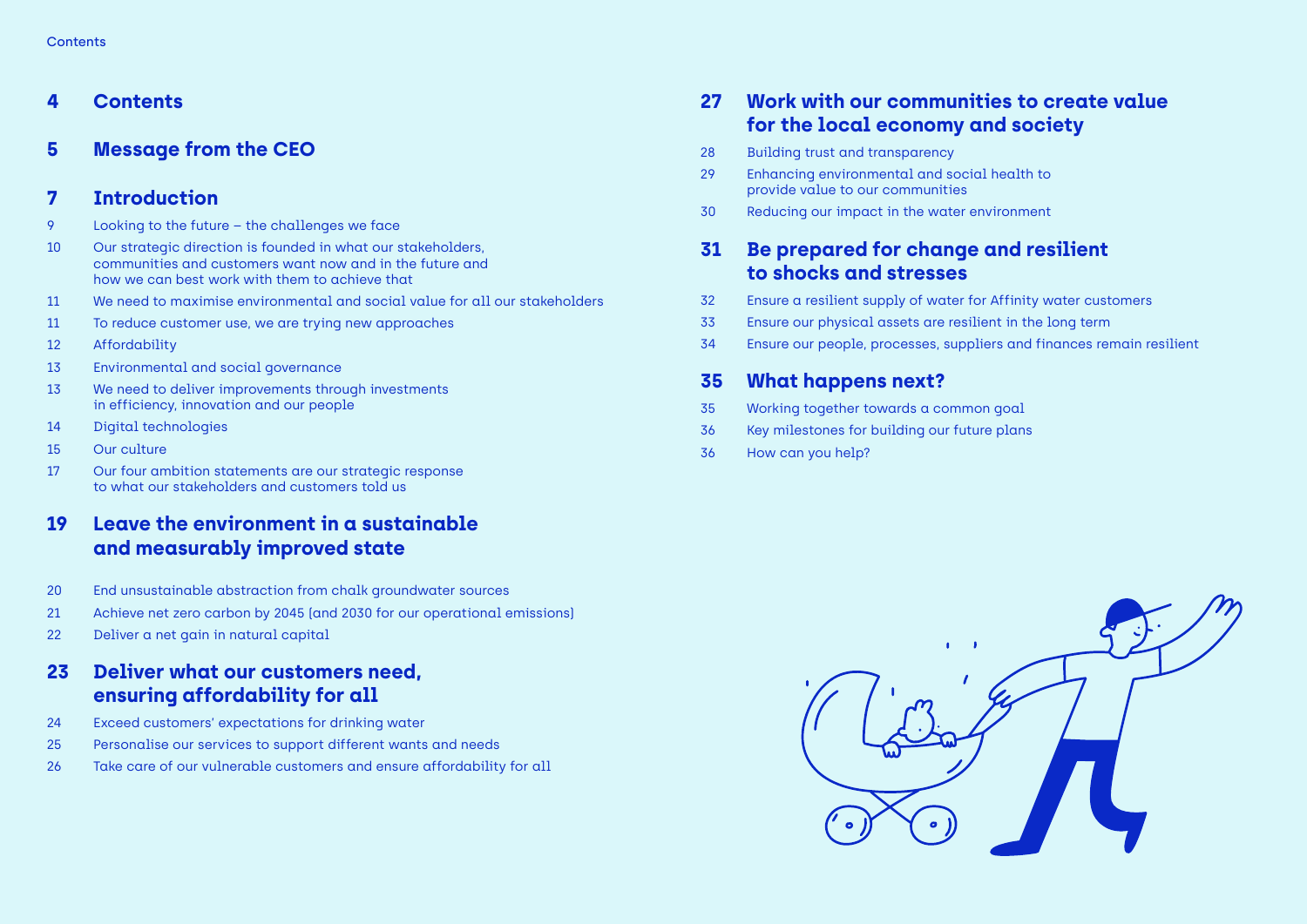# Contents

## 4 Contents

## 5 Message from the CEO

## 7 Introduction

- 9 Looking to the future – the challenges we face
- 10 Our strategic direction is founded in what our stakeholders, communities and customers want now and in the future and how we can best work with them to achieve that
- 11 We need to maximise environmental and social value for all our stakeholders
- 11 To reduce customer use, we are trying new approaches
- 12 Affordability
- 13 Environmental and social governance
- 13 We need to deliver improvements through investments in efficiency, innovation and our people
- 14 Digital technologies
- 15 Our culture
- 17 Our four ambition statements are our strategic response to what our stakeholders and customers told us

## 19 Leave the environment in a sustainable and measurably improved state

- 20 End unsustainable abstraction from chalk groundwater sources
- 21 Achieve net zero carbon by 2045 (and 2030 for our operational emissions)
- 22 Deliver a net gain in natural capital

## 23 Deliver what our customers need, ensuring affordability for all

- 24 Exceed customers' expectations for drinking water
- 25 Personalise our services to support different wants and needs
- 26 Take care of our vulnerable customers and ensure affordability for all

## 27 Work with our communities to create value for the local economy and society

- 28 Building trust and transparency
- 29 Enhancing environmental and social health to provide value to our communities
- 30 Reducing our impact in the water environment

## 31 Be prepared for change and resilient to shocks and stresses

- 32 Ensure a resilient supply of water for Affinity water customers
- 33 Ensure our physical assets are resilient in the long term
- 34 Ensure our people, processes, suppliers and finances remain resilient

## 35 What happens next?

- 35 Working together towards a common goal
- 36 Key milestones for building our future plans
- 36 How can you help?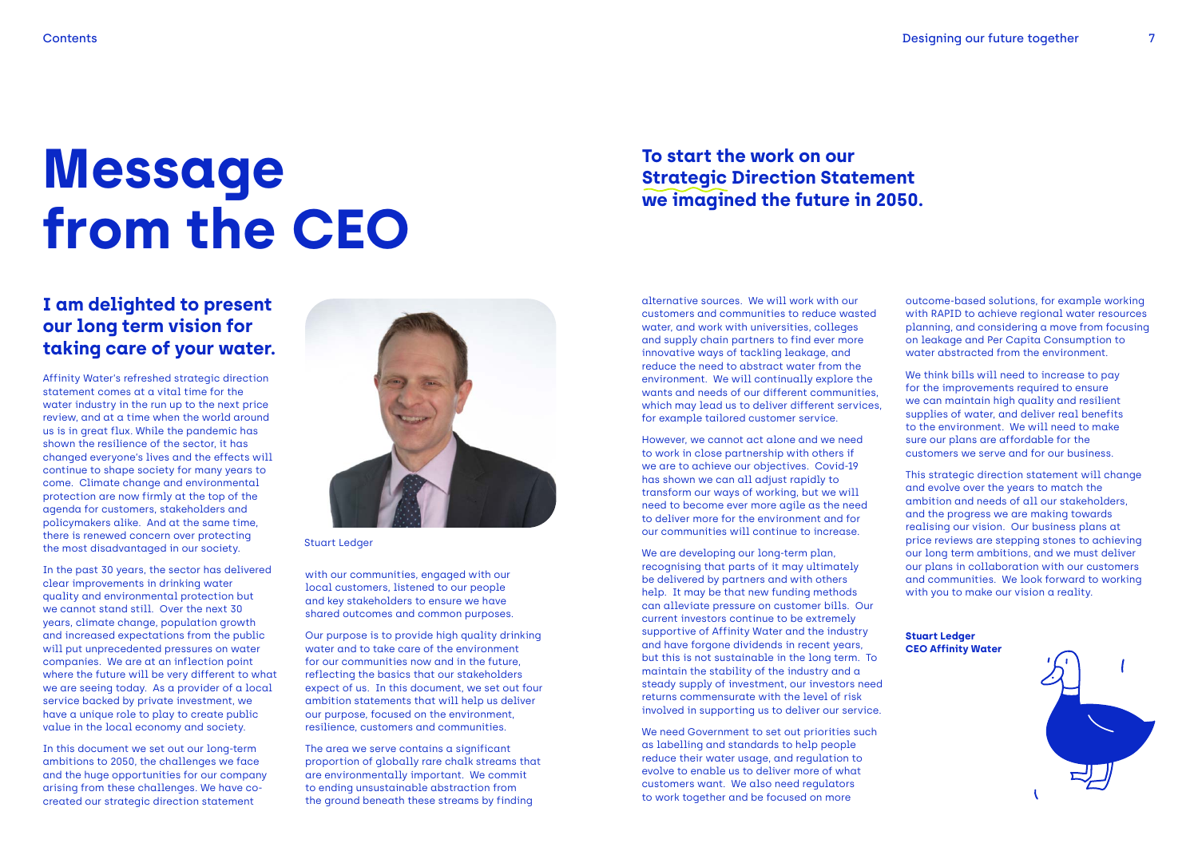# Message from the CEO

## To start the work on our Strategic Direction Statement we imagined the future in 2050.

### I am delighted to present our long term vision for taking care of your water.

Affinity Water's refreshed strategic direction statement comes at a vital time for the water industry in the run up to the next price review, and at a time when the world around us is in great flux. While the pandemic has shown the resilience of the sector, it has changed everyone's lives and the effects will continue to shape society for many years to come. Climate change and environmental protection are now firmly at the top of the agenda for customers, stakeholders and policymakers alike. And at the same time, there is renewed concern over protecting the most disadvantaged in our society.

In the past 30 years, the sector has delivered clear improvements in drinking water quality and environmental protection but we cannot stand still. Over the next 30 years, climate change, population growth and increased expectations from the public will put unprecedented pressures on water companies. We are at an inflection point where the future will be very different to what we are seeing today. As a provider of a local service backed by private investment, we have a unique role to play to create public value in the local economy and society.

In this document we set out our long-term ambitions to 2050, the challenges we face and the huge opportunities for our company arising from these challenges. We have co-created our strategic direction statement with our communities, engaged with our local customers, listened to our people and key stakeholders to ensure we have shared outcomes and common purposes.

Stuart Ledger

Our purpose is to provide high quality drinking water and to take care of the environment for our communities now and in the future, reflecting the basics that our stakeholders expect of us. In this document, we set out four ambition statements that will help us deliver our purpose, focused on the environment, resilience, customers and communities.

The area we serve contains a significant proportion of globally rare chalk streams that are environmentally important. We commit to ending unsustainable abstraction from the ground beneath these streams by finding alternative sources. We will work with our customers and communities to reduce wasted water, and work with universities, colleges and supply chain partners to find ever more innovative ways of tackling leakage, and reduce the need to abstract water from the environment. We will continually explore the wants and needs of our different communities, which may lead us to deliver different services, for example tailored customer service.

However, we cannot act alone and we need to work in close partnership with others if we are to achieve our objectives. Covid-19 has shown we can all adjust rapidly to transform our ways of working, but we will need to become ever more agile as the need to deliver more for the environment and for our communities will continue to increase.

We are developing our long-term plan, recognising that parts of it may ultimately be delivered by partners and with others help. It may be that new funding methods can alleviate pressure on customer bills. Our current investors continue to be extremely supportive of Affinity Water and the industry and have forgone dividends in recent years, but this is not sustainable in the long term. To maintain the stability of the industry and a steady supply of investment, our investors need returns commensurate with the level of risk involved in supporting us to deliver our service.

We need Government to set out priorities such as labelling and standards to help people reduce their water usage, and regulation to evolve to enable us to deliver more of what customers want. We also need regulators to work together and be focused on more outcome-based solutions, for example working with RAPID to achieve regional water resources planning, and considering a move from focusing on leakage and Per Capita Consumption to water abstracted from the environment.

We think bills will need to increase to pay for the improvements required to ensure we can maintain high quality and resilient supplies of water, and deliver real benefits to the environment. We will need to make sure our plans are affordable for the customers we serve and for our business.

This strategic direction statement will change and evolve over the years to match the ambition and needs of all our stakeholders, and the progress we are making towards realising our vision. Our business plans at price reviews are stepping stones to achieving our long term ambitions, and we must deliver our plans in collaboration with our customers and communities. We look forward to working with you to make our vision a reality.

**Stuart Ledger**
**CEO Affinity Water**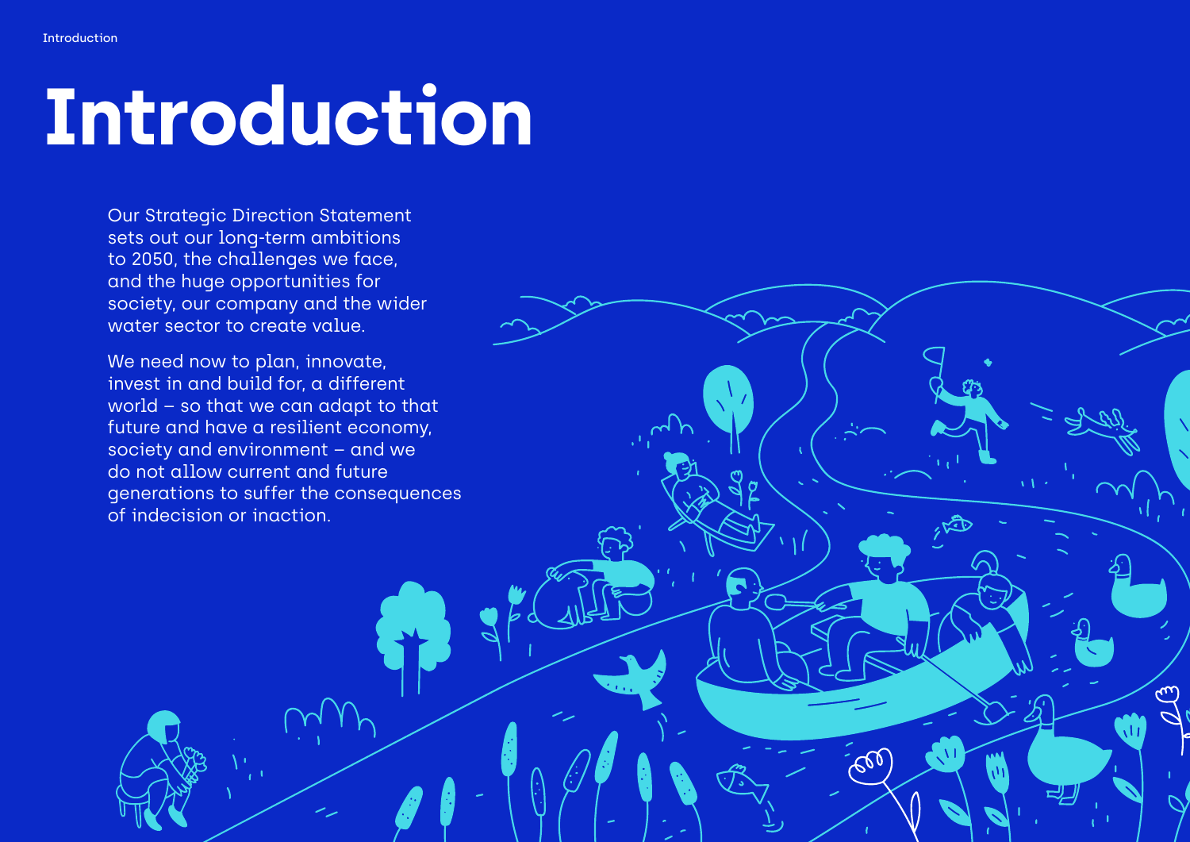# Introduction

Our Strategic Direction Statement sets out our long-term ambitions to 2050, the challenges we face, and the huge opportunities for society, our company and the wider water sector to create value.

We need now to plan, innovate, invest in and build for, a different world – so that we can adapt to that future and have a resilient economy, society and environment – and we do not allow current and future generations to suffer the consequences of indecision or inaction.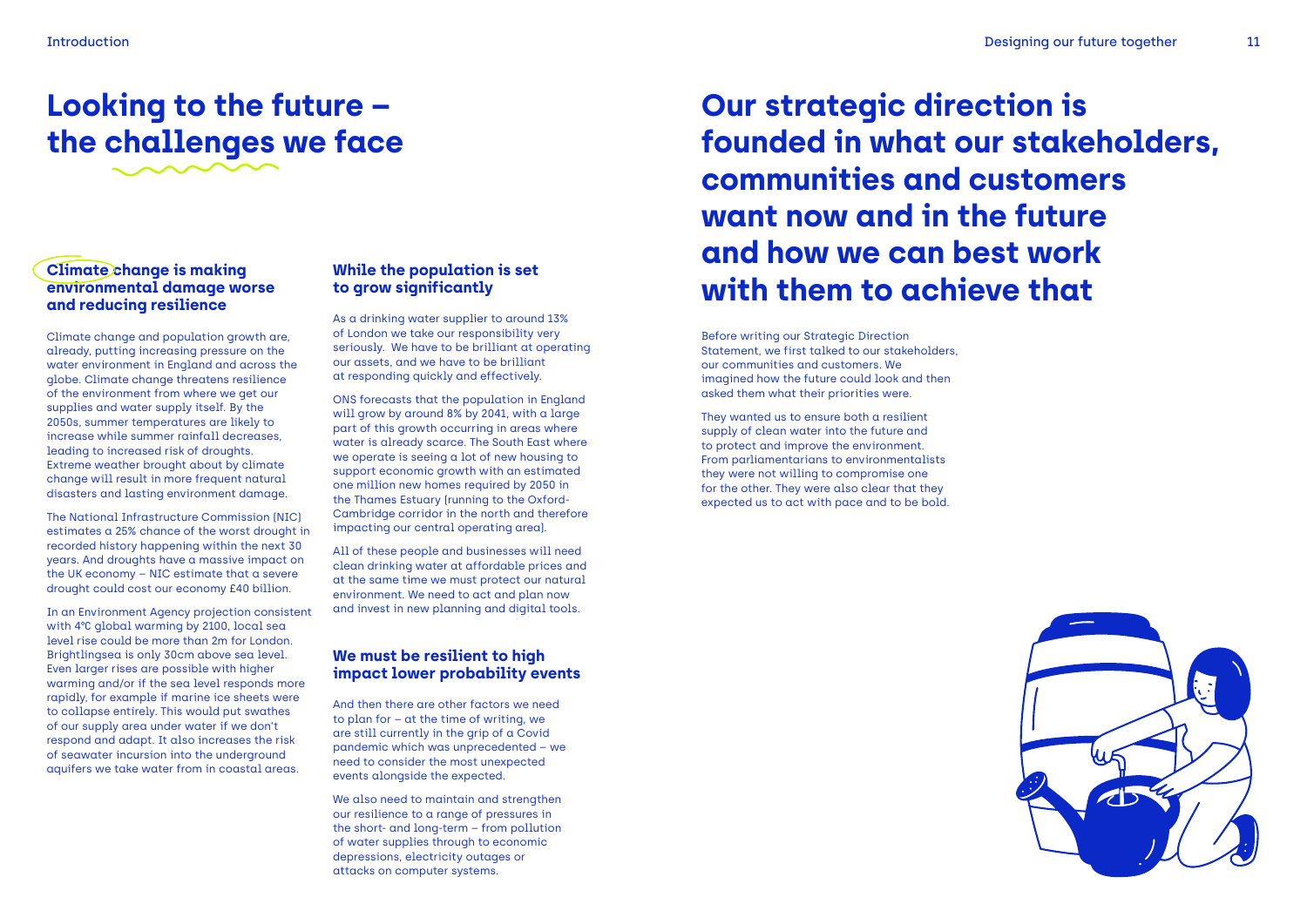# Looking to the future – the challenges we face

### Climate change is making environmental damage worse and reducing resilience

Climate change and population growth are, already, putting increasing pressure on the water environment in England and across the globe. Climate change threatens resilience of the environment from where we get our supplies and water supply itself. By the 2050s, summer temperatures are likely to increase while summer rainfall decreases, leading to increased risk of droughts. Extreme weather brought about by climate change will result in more frequent natural disasters and lasting environment damage.

The National Infrastructure Commission (NIC) estimates a 25% chance of the worst drought in recorded history happening within the next 30 years. And droughts have a massive impact on the UK economy – NIC estimate that a severe drought could cost our economy £40 billion.

In an Environment Agency projection consistent with 4°C global warming by 2100, local sea level rise could be more than 2m for London. Brightlingsea is only 30cm above sea level. Even larger rises are possible with higher warming and/or if the sea level responds more rapidly, for example if marine ice sheets were to collapse entirely. This would put swathes of our supply area under water if we don't respond and adapt. It also increases the risk of seawater incursion into the underground aquifers we take water from in coastal areas.

### While the population is set to grow significantly

As a drinking water supplier to around 13% of London we take our responsibility very seriously. We have to be brilliant at operating our assets, and we have to be brilliant at responding quickly and effectively.

ONS forecasts that the population in England will grow by around 8% by 2041, with a large part of this growth occurring in areas where water is already scarce. The South East where we operate is seeing a lot of new housing to support economic growth with an estimated one million new homes required by 2050 in the Thames Estuary (running to the Oxford-Cambridge corridor in the north and therefore impacting our central operating area).

All of these people and businesses will need clean drinking water at affordable prices and at the same time we must protect our natural environment. We need to act and plan now and invest in new planning and digital tools.

### We must be resilient to high impact lower probability events

And then there are other factors we need to plan for – at the time of writing, we are still currently in the grip of a Covid pandemic which was unprecedented – we need to consider the most unexpected events alongside the expected.

We also need to maintain and strengthen our resilience to a range of pressures in the short- and long-term – from pollution of water supplies through to economic depressions, electricity outages or attacks on computer systems.

# Our strategic direction is founded in what our stakeholders, communities and customers want now and in the future and how we can best work with them to achieve that

Before writing our Strategic Direction Statement, we first talked to our stakeholders, our communities and customers. We imagined how the future could look and then asked them what their priorities were.

They wanted us to ensure both a resilient supply of clean water into the future and to protect and improve the environment. From parliamentarians to environmentalists they were not willing to compromise one for the other. They were also clear that they expected us to act with pace and to be bold.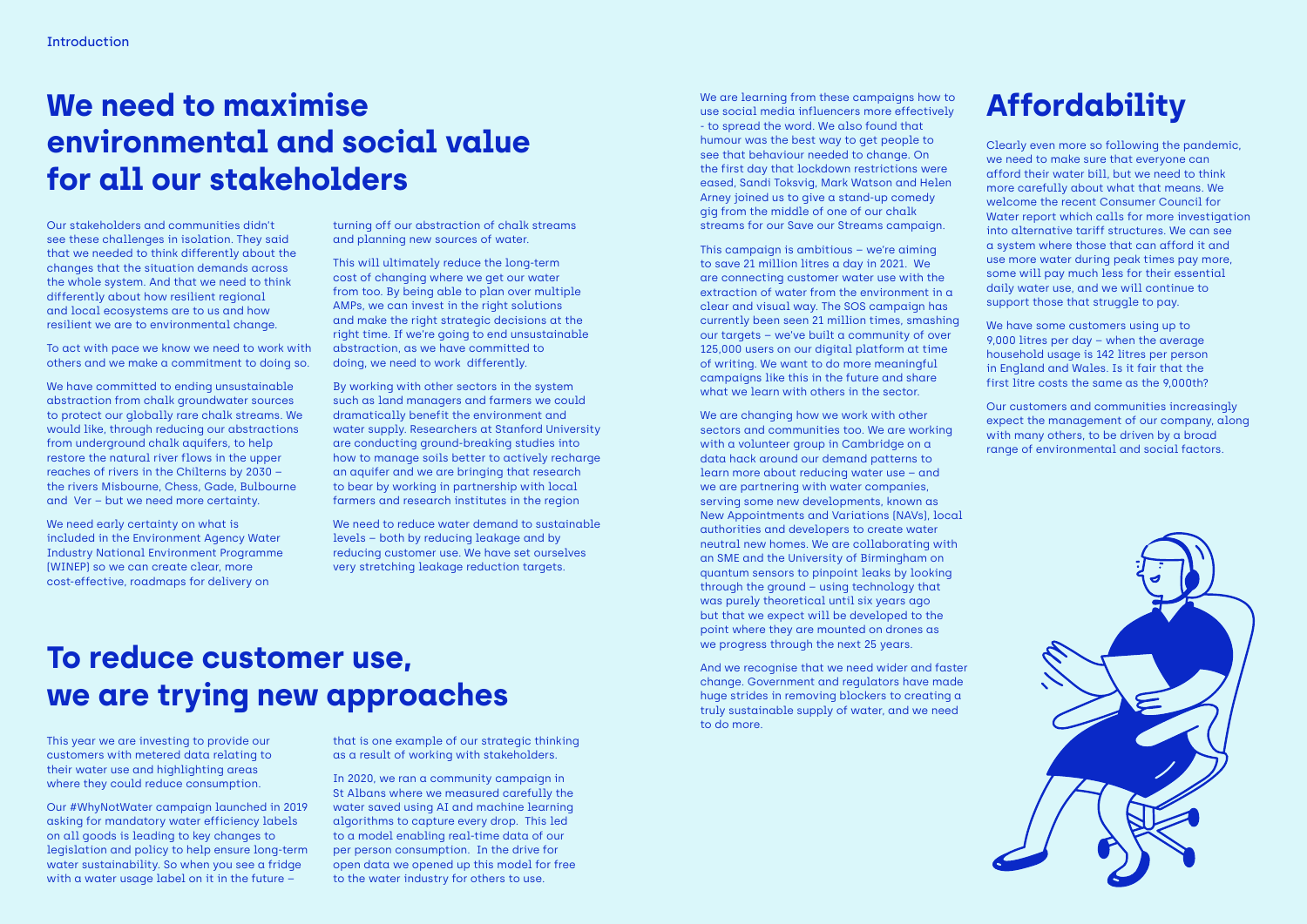## We need to maximise environmental and social value for all our stakeholders

Our stakeholders and communities didn't see these challenges in isolation. They said that we needed to think differently about the changes that the situation demands across the whole system. And that we need to think differently about how resilient regional and local ecosystems are to us and how resilient we are to environmental change.

To act with pace we know we need to work with others and we make a commitment to doing so.

We have committed to ending unsustainable abstraction from chalk groundwater sources to protect our globally rare chalk streams. We would like, through reducing our abstractions from underground chalk aquifers, to help restore the natural river flows in the upper reaches of rivers in the Chilterns by 2030 – the rivers Misbourne, Chess, Gade, Bulbourne and Ver – but we need more certainty.

We need early certainty on what is included in the Environment Agency Water Industry National Environment Programme (WINEP) so we can create clear, more cost-effective, roadmaps for delivery on turning off our abstraction of chalk streams and planning new sources of water.

This will ultimately reduce the long-term cost of changing where we get our water from too. By being able to plan over multiple AMPs, we can invest in the right solutions and make the right strategic decisions at the right time. If we're going to end unsustainable abstraction, as we have committed to doing, we need to work differently.

By working with other sectors in the system such as land managers and farmers we could dramatically benefit the environment and water supply. Researchers at Stanford University are conducting ground-breaking studies into how to manage soils better to actively recharge an aquifer and we are bringing that research to bear by working in partnership with local farmers and research institutes in the region

We need to reduce water demand to sustainable levels – both by reducing leakage and by reducing customer use. We have set ourselves very stretching leakage reduction targets.

## To reduce customer use, we are trying new approaches

This year we are investing to provide our customers with metered data relating to their water use and highlighting areas where they could reduce consumption.

Our #WhyNotWater campaign launched in 2019 asking for mandatory water efficiency labels on all goods is leading to key changes to legislation and policy to help ensure long-term water sustainability. So when you see a fridge with a water usage label on it in the future – that is one example of our strategic thinking as a result of working with stakeholders.

In 2020, we ran a community campaign in St Albans where we measured carefully the water saved using AI and machine learning algorithms to capture every drop. This led to a model enabling real-time data of our per person consumption. In the drive for open data we opened up this model for free to the water industry for others to use.

We are learning from these campaigns how to use social media influencers more effectively - to spread the word. We also found that humour was the best way to get people to see that behaviour needed to change. On the first day that lockdown restrictions were eased, Sandi Toksvig, Mark Watson and Helen Arney joined us to give a stand-up comedy gig from the middle of one of our chalk streams for our Save our Streams campaign.

This campaign is ambitious – we're aiming to save 21 million litres a day in 2021. We are connecting customer water use with the extraction of water from the environment in a clear and visual way. The SOS campaign has currently been seen 21 million times, smashing our targets – we've built a community of over 125,000 users on our digital platform at time of writing. We want to do more meaningful campaigns like this in the future and share what we learn with others in the sector.

We are changing how we work with other sectors and communities too. We are working with a volunteer group in Cambridge on a data hack around our demand patterns to learn more about reducing water use – and we are partnering with water companies, serving some new developments, known as New Appointments and Variations (NAVs), local authorities and developers to create water neutral new homes. We are collaborating with an SME and the University of Birmingham on quantum sensors to pinpoint leaks by looking through the ground – using technology that was purely theoretical until six years ago but that we expect will be developed to the point where they are mounted on drones as we progress through the next 25 years.

And we recognise that we need wider and faster change. Government and regulators have made huge strides in removing blockers to creating a truly sustainable supply of water, and we need to do more.

## Affordability

Clearly even more so following the pandemic, we need to make sure that everyone can afford their water bill, but we need to think more carefully about what that means. We welcome the recent Consumer Council for Water report which calls for more investigation into alternative tariff structures. We can see a system where those that can afford it and use more water during peak times pay more, some will pay much less for their essential daily water use, and we will continue to support those that struggle to pay.

We have some customers using up to 9,000 litres per day – when the average household usage is 142 litres per person in England and Wales. Is it fair that the first litre costs the same as the 9,000th?

Our customers and communities increasingly expect the management of our company, along with many others, to be driven by a broad range of environmental and social factors.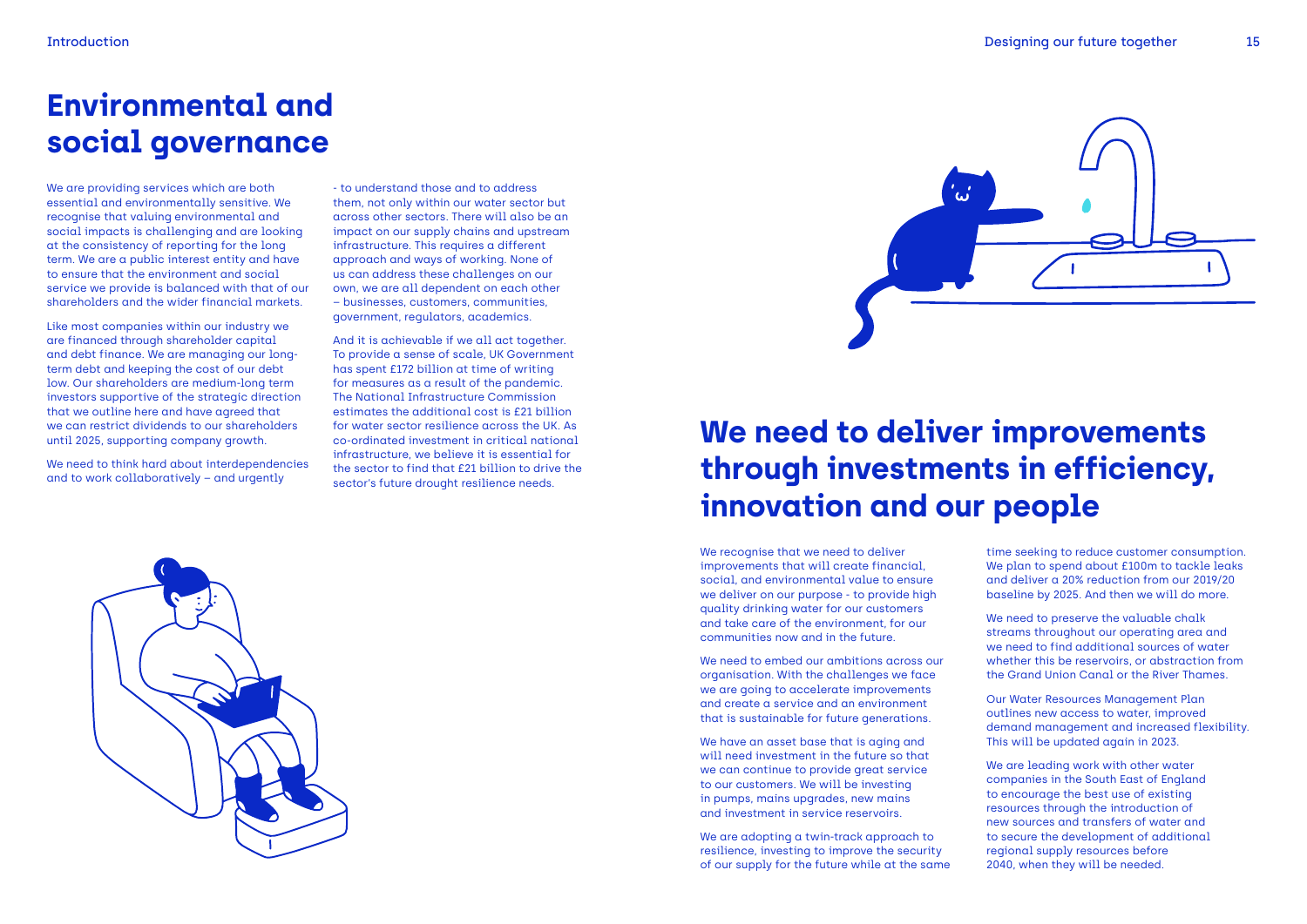# Environmental and social governance

We are providing services which are both essential and environmentally sensitive. We recognise that valuing environmental and social impacts is challenging and are looking at the consistency of reporting for the long term. We are a public interest entity and have to ensure that the environment and social service we provide is balanced with that of our shareholders and the wider financial markets.

Like most companies within our industry we are financed through shareholder capital and debt finance. We are managing our long-term debt and keeping the cost of our debt low. Our shareholders are medium-long term investors supportive of the strategic direction that we outline here and have agreed that we can restrict dividends to our shareholders until 2025, supporting company growth.

We need to think hard about interdependencies and to work collaboratively – and urgently - to understand those and to address them, not only within our water sector but across other sectors. There will also be an impact on our supply chains and upstream infrastructure. This requires a different approach and ways of working. None of us can address these challenges on our own, we are all dependent on each other – businesses, customers, communities, government, regulators, academics.

And it is achievable if we all act together. To provide a sense of scale, UK Government has spent £172 billion at time of writing for measures as a result of the pandemic. The National Infrastructure Commission estimates the additional cost is £21 billion for water sector resilience across the UK. As co-ordinated investment in critical national infrastructure, we believe it is essential for the sector to find that £21 billion to drive the sector's future drought resilience needs.

# We need to deliver improvements through investments in efficiency, innovation and our people

We recognise that we need to deliver improvements that will create financial, social, and environmental value to ensure we deliver on our purpose - to provide high quality drinking water for our customers and take care of the environment, for our communities now and in the future.

We need to embed our ambitions across our organisation. With the challenges we face we are going to accelerate improvements and create a service and an environment that is sustainable for future generations.

We have an asset base that is aging and will need investment in the future so that we can continue to provide great service to our customers. We will be investing in pumps, mains upgrades, new mains and investment in service reservoirs.

We are adopting a twin-track approach to resilience, investing to improve the security of our supply for the future while at the same time seeking to reduce customer consumption. We plan to spend about £100m to tackle leaks and deliver a 20% reduction from our 2019/20 baseline by 2025. And then we will do more.

We need to preserve the valuable chalk streams throughout our operating area and we need to find additional sources of water whether this be reservoirs, or abstraction from the Grand Union Canal or the River Thames.

Our Water Resources Management Plan outlines new access to water, improved demand management and increased flexibility. This will be updated again in 2023.

We are leading work with other water companies in the South East of England to encourage the best use of existing resources through the introduction of new sources and transfers of water and to secure the development of additional regional supply resources before 2040, when they will be needed.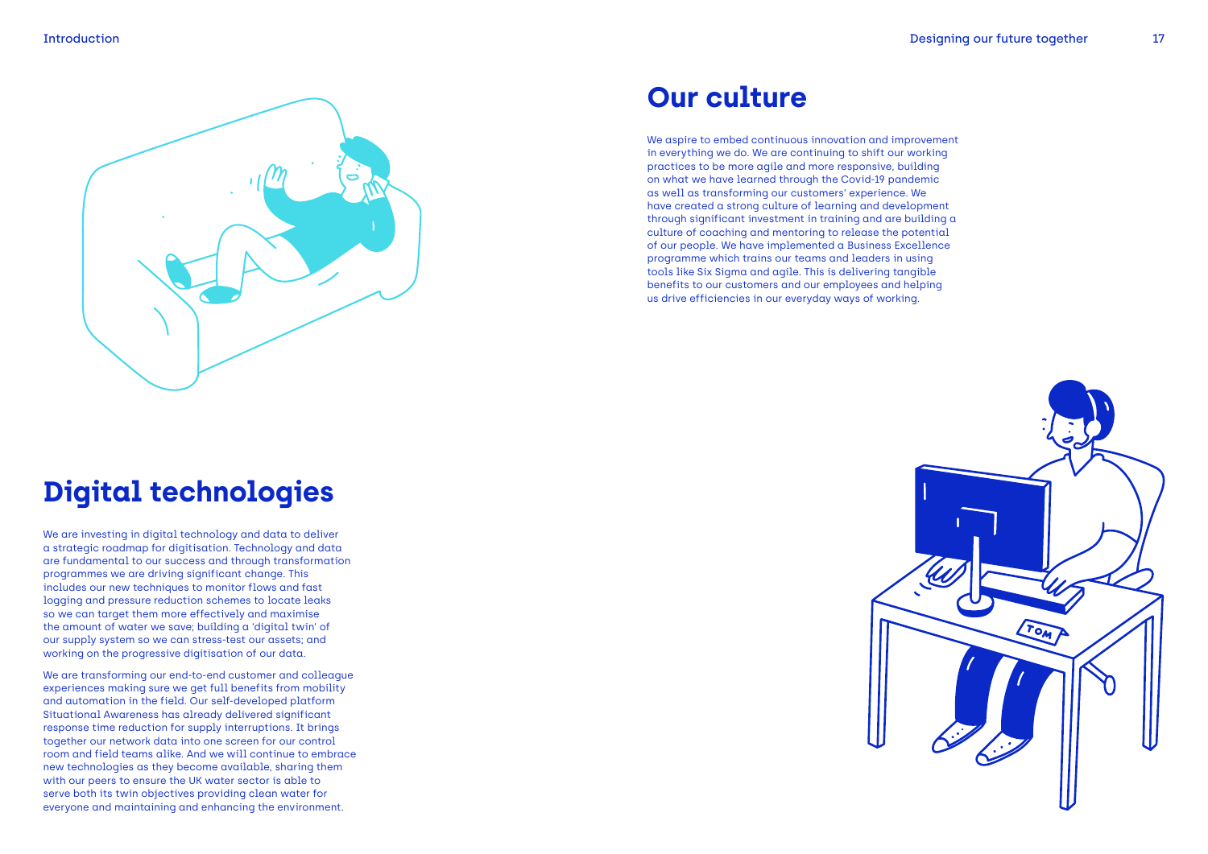## Our culture

We aspire to embed continuous innovation and improvement in everything we do. We are continuing to shift our working practices to be more agile and more responsive, building on what we have learned through the Covid-19 pandemic as well as transforming our customers' experience. We have created a strong culture of learning and development through significant investment in training and are building a culture of coaching and mentoring to release the potential of our people. We have implemented a Business Excellence programme which trains our teams and leaders in using tools like Six Sigma and agile. This is delivering tangible benefits to our customers and our employees and helping us drive efficiencies in our everyday ways of working.

## Digital technologies

We are investing in digital technology and data to deliver a strategic roadmap for digitisation. Technology and data are fundamental to our success and through transformation programmes we are driving significant change. This includes our new techniques to monitor flows and fast logging and pressure reduction schemes to locate leaks so we can target them more effectively and maximise the amount of water we save; building a 'digital twin' of our supply system so we can stress-test our assets; and working on the progressive digitisation of our data.

We are transforming our end-to-end customer and colleague experiences making sure we get full benefits from mobility and automation in the field. Our self-developed platform Situational Awareness has already delivered significant response time reduction for supply interruptions. It brings together our network data into one screen for our control room and field teams alike. And we will continue to embrace new technologies as they become available, sharing them with our peers to ensure the UK water sector is able to serve both its twin objectives providing clean water for everyone and maintaining and enhancing the environment.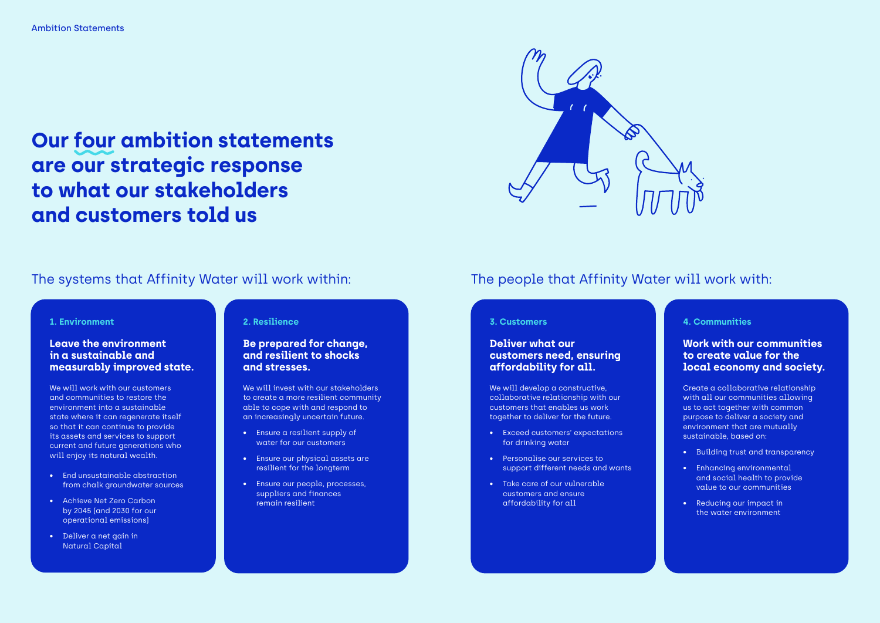Ambition Statements

# Our four ambition statements are our strategic response to what our stakeholders and customers told us

## The systems that Affinity Water will work within:

### 1. Environment

**Leave the environment in a sustainable and measurably improved state.**

We will work with our customers and communities to restore the environment into a sustainable state where it can regenerate itself so that it can continue to provide its assets and services to support current and future generations who will enjoy its natural wealth.

- End unsustainable abstraction from chalk groundwater sources
- Achieve Net Zero Carbon by 2045 (and 2030 for our operational emissions)
- Deliver a net gain in Natural Capital

### 2. Resilience

**Be prepared for change, and resilient to shocks and stresses.**

We will invest with our stakeholders to create a more resilient community able to cope with and respond to an increasingly uncertain future.

- Ensure a resilient supply of water for our customers
- Ensure our physical assets are resilient for the longterm
- Ensure our people, processes, suppliers and finances remain resilient

## The people that Affinity Water will work with:

### 3. Customers

**Deliver what our customers need, ensuring affordability for all.**

We will develop a constructive, collaborative relationship with our customers that enables us work together to deliver for the future.

- Exceed customers' expectations for drinking water
- Personalise our services to support different needs and wants
- Take care of our vulnerable customers and ensure affordability for all

### 4. Communities

**Work with our communities to create value for the local economy and society.**

Create a collaborative relationship with all our communities allowing us to act together with common purpose to deliver a society and environment that are mutually sustainable, based on:

- Building trust and transparency
- Enhancing environmental and social health to provide value to our communities
- Reducing our impact in the water environment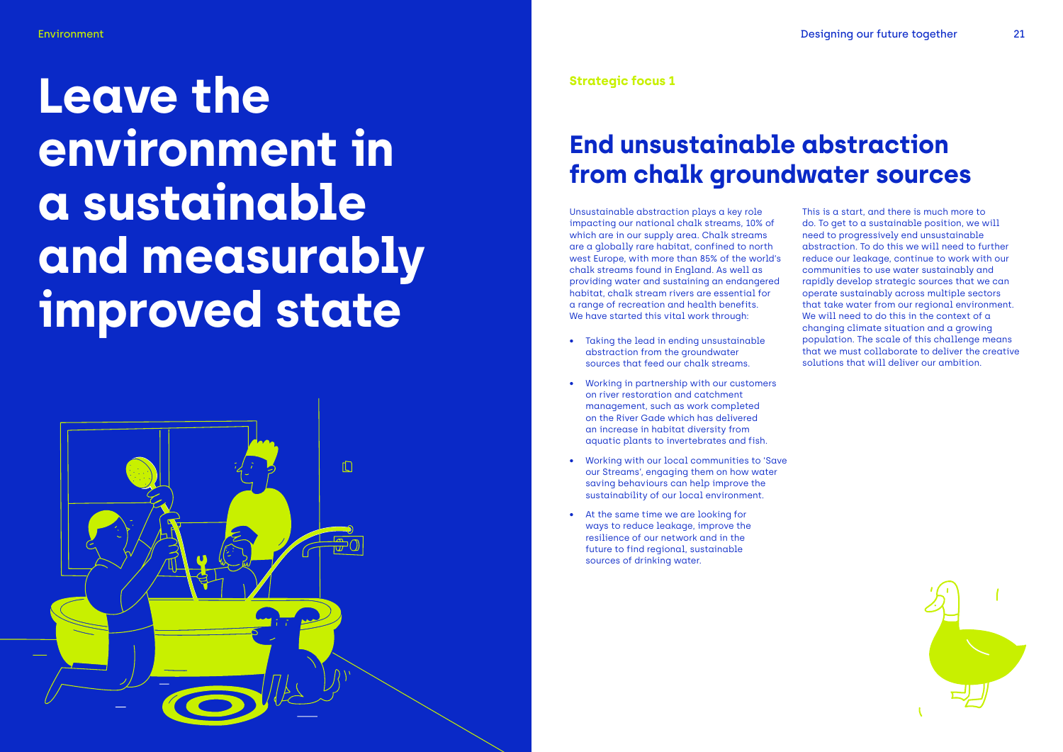# Leave the environment in a sustainable and measurably improved state

**Strategic focus 1**

## End unsustainable abstraction from chalk groundwater sources

Unsustainable abstraction plays a key role impacting our national chalk streams, 10% of which are in our supply area. Chalk streams are a globally rare habitat, confined to north west Europe, with more than 85% of the world's chalk streams found in England. As well as providing water and sustaining an endangered habitat, chalk stream rivers are essential for a range of recreation and health benefits. We have started this vital work through:

- Taking the lead in ending unsustainable abstraction from the groundwater sources that feed our chalk streams.
- Working in partnership with our customers on river restoration and catchment management, such as work completed on the River Gade which has delivered an increase in habitat diversity from aquatic plants to invertebrates and fish.
- Working with our local communities to 'Save our Streams', engaging them on how water saving behaviours can help improve the sustainability of our local environment.
- At the same time we are looking for ways to reduce leakage, improve the resilience of our network and in the future to find regional, sustainable sources of drinking water.

This is a start, and there is much more to do. To get to a sustainable position, we will need to progressively end unsustainable abstraction. To do this we will need to further reduce our leakage, continue to work with our communities to use water sustainably and rapidly develop strategic sources that we can operate sustainably across multiple sectors that take water from our regional environment. We will need to do this in the context of a changing climate situation and a growing population. The scale of this challenge means that we must collaborate to deliver the creative solutions that will deliver our ambition.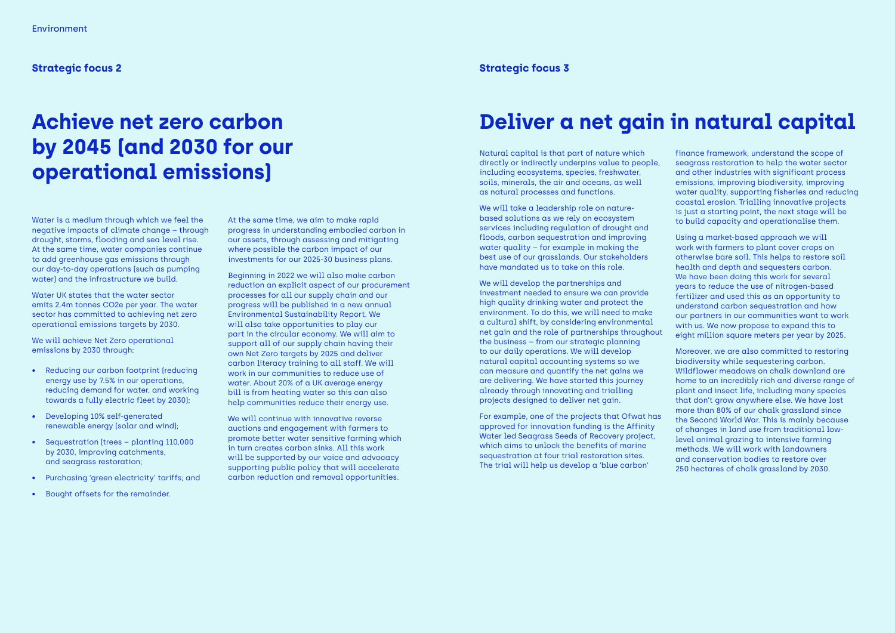## Strategic focus 2

# Achieve net zero carbon by 2045 (and 2030 for our operational emissions)

Water is a medium through which we feel the negative impacts of climate change – through drought, storms, flooding and sea level rise. At the same time, water companies continue to add greenhouse gas emissions through our day-to-day operations (such as pumping water) and the infrastructure we build.

Water UK states that the water sector emits 2.4m tonnes $CO_2e$ per year. The water sector has committed to achieving net zero operational emissions targets by 2030.

We will achieve Net Zero operational emissions by 2030 through:

- Reducing our carbon footprint (reducing energy use by 7.5% in our operations, reducing demand for water, and working towards a fully electric fleet by 2030);
- Developing 10% self-generated renewable energy (solar and wind);
- Sequestration (trees – planting 110,000 by 2030, improving catchments, and seagrass restoration;
- Purchasing 'green electricity' tariffs; and
- Bought offsets for the remainder.

At the same time, we aim to make rapid progress in understanding embodied carbon in our assets, through assessing and mitigating where possible the carbon impact of our investments for our 2025-30 business plans.

Beginning in 2022 we will also make carbon reduction an explicit aspect of our procurement processes for all our supply chain and our progress will be published in a new annual Environmental Sustainability Report. We will also take opportunities to play our part in the circular economy. We will aim to support all of our supply chain having their own Net Zero targets by 2025 and deliver carbon literacy training to all staff. We will work in our communities to reduce use of water. About 20% of a UK average energy bill is from heating water so this can also help communities reduce their energy use.

We will continue with innovative reverse auctions and engagement with farmers to promote better water sensitive farming which in turn creates carbon sinks. All this work will be supported by our voice and advocacy supporting public policy that will accelerate carbon reduction and removal opportunities.

## Strategic focus 3

# Deliver a net gain in natural capital

Natural capital is that part of nature which directly or indirectly underpins value to people, including ecosystems, species, freshwater, soils, minerals, the air and oceans, as well as natural processes and functions.

We will take a leadership role on nature-based solutions as we rely on ecosystem services including regulation of drought and floods, carbon sequestration and improving water quality – for example in making the best use of our grasslands. Our stakeholders have mandated us to take on this role.

We will develop the partnerships and investment needed to ensure we can provide high quality drinking water and protect the environment. To do this, we will need to make a cultural shift, by considering environmental net gain and the role of partnerships throughout the business – from our strategic planning to our daily operations. We will develop natural capital accounting systems so we can measure and quantify the net gains we are delivering. We have started this journey already through innovating and trialling projects designed to deliver net gain.

For example, one of the projects that Ofwat has approved for innovation funding is the Affinity Water led Seagrass Seeds of Recovery project, which aims to unlock the benefits of marine sequestration at four trial restoration sites. The trial will help us develop a 'blue carbon' finance framework, understand the scope of seagrass restoration to help the water sector and other industries with significant process emissions, improving biodiversity, improving water quality, supporting fisheries and reducing coastal erosion. Trialling innovative projects is just a starting point, the next stage will be to build capacity and operationalise them.

Using a market-based approach we will work with farmers to plant cover crops on otherwise bare soil. This helps to restore soil health and depth and sequesters carbon. We have been doing this work for several years to reduce the use of nitrogen-based fertilizer and used this as an opportunity to understand carbon sequestration and how our partners in our communities want to work with us. We now propose to expand this to eight million square meters per year by 2025.

Moreover, we are also committed to restoring biodiversity while sequestering carbon. Wildflower meadows on chalk downland are home to an incredibly rich and diverse range of plant and insect life, including many species that don't grow anywhere else. We have lost more than 80% of our chalk grassland since the Second World War. This is mainly because of changes in land use from traditional low-level animal grazing to intensive farming methods. We will work with landowners and conservation bodies to restore over 250 hectares of chalk grassland by 2030.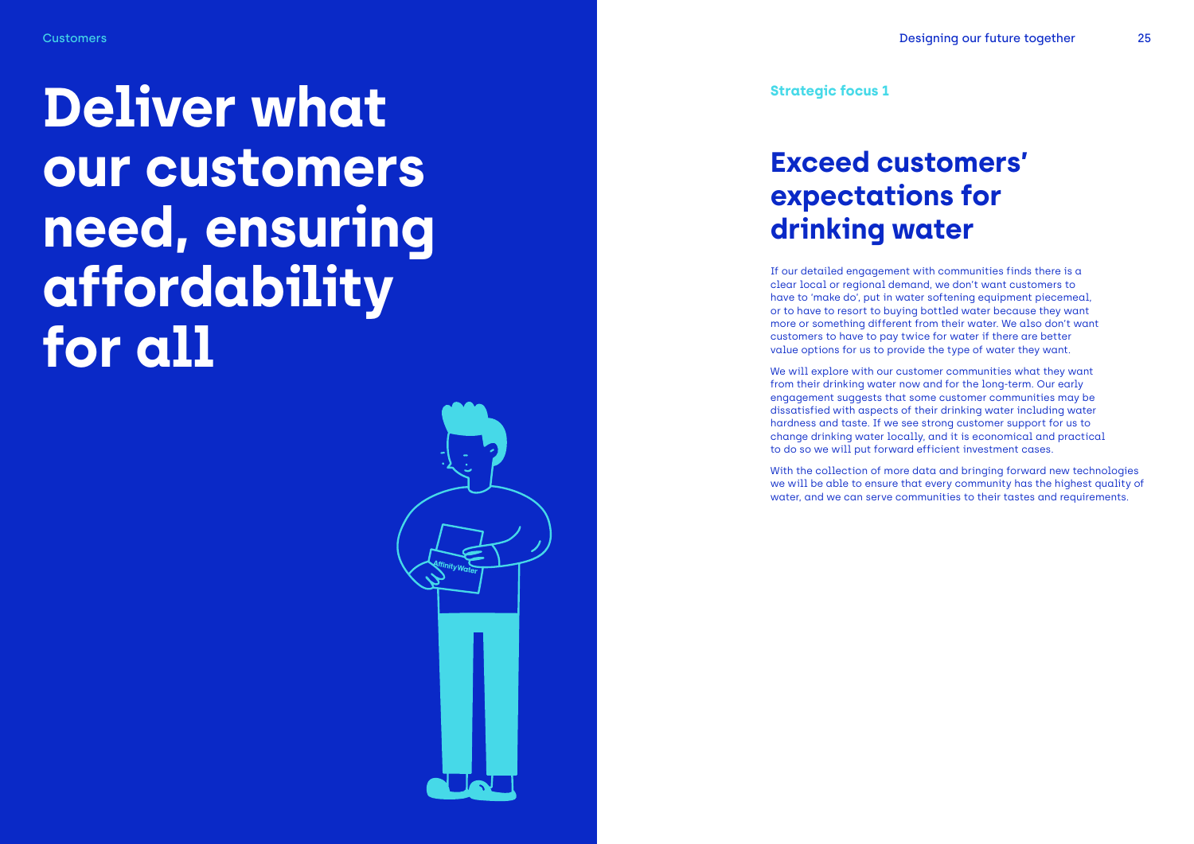# Deliver what our customers need, ensuring affordability for all

Strategic focus 1

## Exceed customers' expectations for drinking water

If our detailed engagement with communities finds there is a clear local or regional demand, we don't want customers to have to 'make do', put in water softening equipment piecemeal, or to have to resort to buying bottled water because they want more or something different from their water. We also don't want customers to have to pay twice for water if there are better value options for us to provide the type of water they want.

We will explore with our customer communities what they want from their drinking water now and for the long-term. Our early engagement suggests that some customer communities may be dissatisfied with aspects of their drinking water including water hardness and taste. If we see strong customer support for us to change drinking water locally, and it is economical and practical to do so we will put forward efficient investment cases.

With the collection of more data and bringing forward new technologies we will be able to ensure that every community has the highest quality of water, and we can serve communities to their tastes and requirements.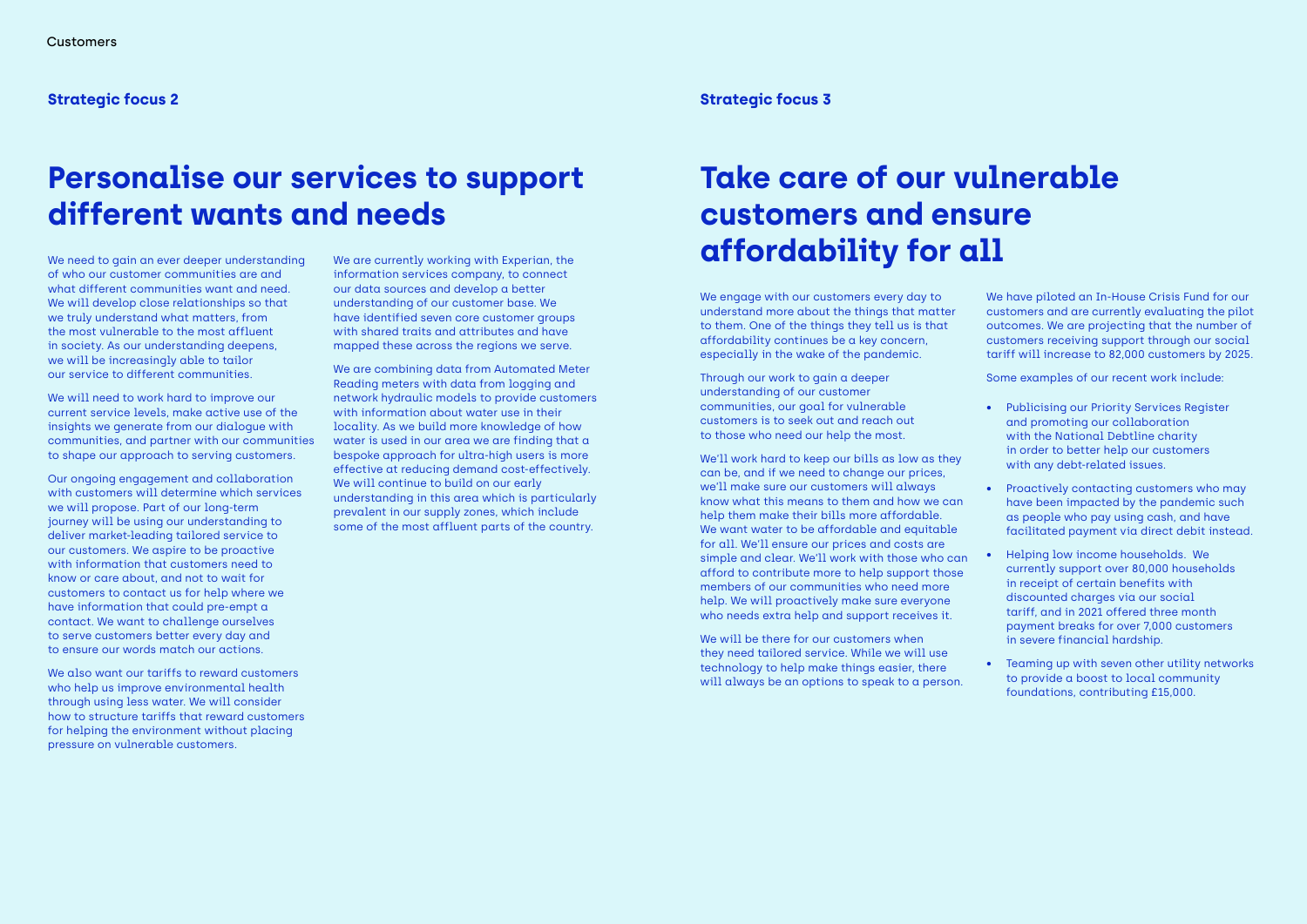## Strategic focus 2

# Personalise our services to support different wants and needs

We need to gain an ever deeper understanding of who our customer communities are and what different communities want and need. We will develop close relationships so that we truly understand what matters, from the most vulnerable to the most affluent in society. As our understanding deepens, we will be increasingly able to tailor our service to different communities.

We will need to work hard to improve our current service levels, make active use of the insights we generate from our dialogue with communities, and partner with our communities to shape our approach to serving customers.

Our ongoing engagement and collaboration with customers will determine which services we will propose. Part of our long-term journey will be using our understanding to deliver market-leading tailored service to our customers. We aspire to be proactive with information that customers need to know or care about, and not to wait for customers to contact us for help where we have information that could pre-empt a contact. We want to challenge ourselves to serve customers better every day and to ensure our words match our actions.

We also want our tariffs to reward customers who help us improve environmental health through using less water. We will consider how to structure tariffs that reward customers for helping the environment without placing pressure on vulnerable customers.

We are currently working with Experian, the information services company, to connect our data sources and develop a better understanding of our customer base. We have identified seven core customer groups with shared traits and attributes and have mapped these across the regions we serve.

We are combining data from Automated Meter Reading meters with data from logging and network hydraulic models to provide customers with information about water use in their locality. As we build more knowledge of how water is used in our area we are finding that a bespoke approach for ultra-high users is more effective at reducing demand cost-effectively. We will continue to build on our early understanding in this area which is particularly prevalent in our supply zones, which include some of the most affluent parts of the country.

## Strategic focus 3

# Take care of our vulnerable customers and ensure affordability for all

We engage with our customers every day to understand more about the things that matter to them. One of the things they tell us is that affordability continues be a key concern, especially in the wake of the pandemic.

Through our work to gain a deeper understanding of our customer communities, our goal for vulnerable customers is to seek out and reach out to those who need our help the most.

We'll work hard to keep our bills as low as they can be, and if we need to change our prices, we'll make sure our customers will always know what this means to them and how we can help them make their bills more affordable. We want water to be affordable and equitable for all. We'll ensure our prices and costs are simple and clear. We'll work with those who can afford to contribute more to help support those members of our communities who need more help. We will proactively make sure everyone who needs extra help and support receives it.

We will be there for our customers when they need tailored service. While we will use technology to help make things easier, there will always be an options to speak to a person.

We have piloted an In-House Crisis Fund for our customers and are currently evaluating the pilot outcomes. We are projecting that the number of customers receiving support through our social tariff will increase to 82,000 customers by 2025.

Some examples of our recent work include:

- Publicising our Priority Services Register and promoting our collaboration with the National Debtline charity in order to better help our customers with any debt-related issues.
- Proactively contacting customers who may have been impacted by the pandemic such as people who pay using cash, and have facilitated payment via direct debit instead.
- Helping low income households. We currently support over 80,000 households in receipt of certain benefits with discounted charges via our social tariff, and in 2021 offered three month payment breaks for over 7,000 customers in severe financial hardship.
- Teaming up with seven other utility networks to provide a boost to local community foundations, contributing £15,000.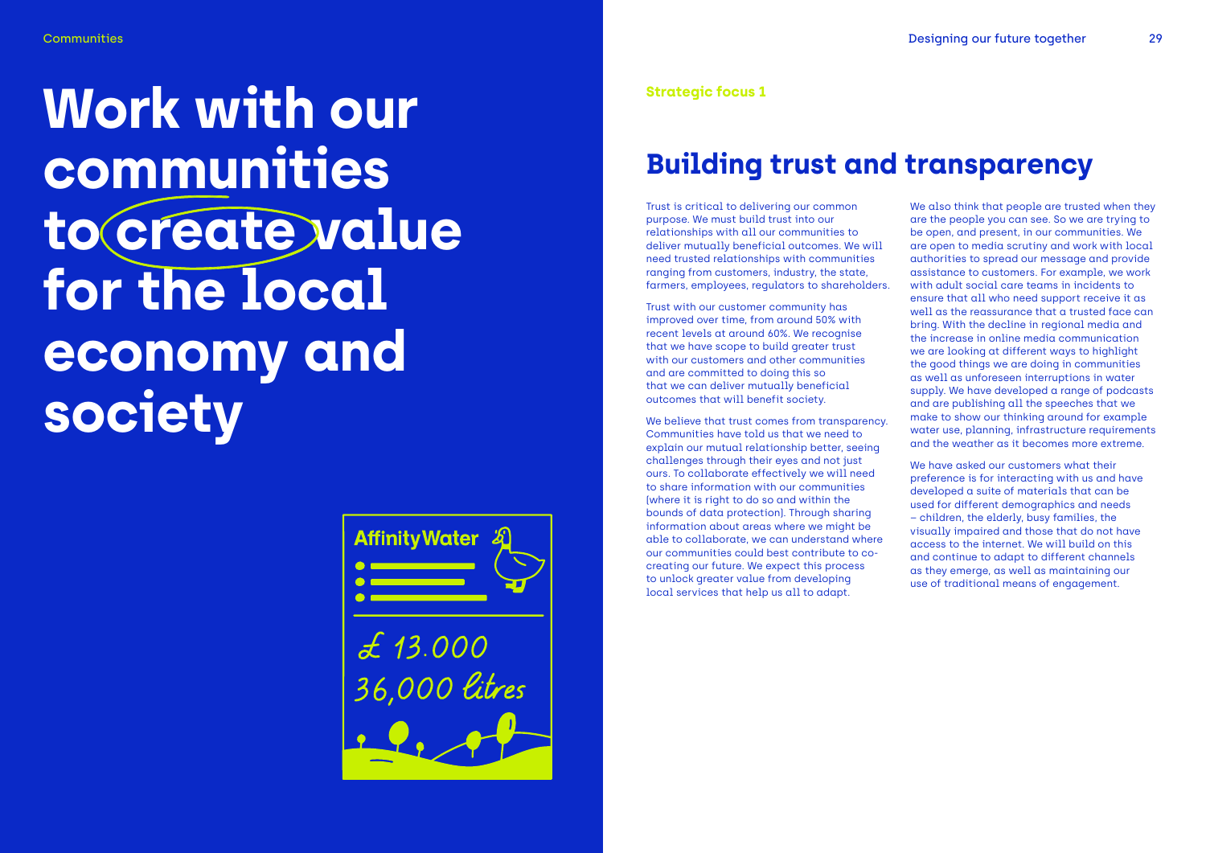# Work with our communities to create value for the local economy and society

Affinity Water

£ 13.000
36,000 litres

Strategic focus 1

## Building trust and transparency

Trust is critical to delivering our common purpose. We must build trust into our relationships with all our communities to deliver mutually beneficial outcomes. We will need trusted relationships with communities ranging from customers, industry, the state, farmers, employees, regulators to shareholders.

Trust with our customer community has improved over time, from around 50% with recent levels at around 60%. We recognise that we have scope to build greater trust with our customers and other communities and are committed to doing this so that we can deliver mutually beneficial outcomes that will benefit society.

We believe that trust comes from transparency. Communities have told us that we need to explain our mutual relationship better, seeing challenges through their eyes and not just ours. To collaborate effectively we will need to share information with our communities (where it is right to do so and within the bounds of data protection). Through sharing information about areas where we might be able to collaborate, we can understand where our communities could best contribute to co-creating our future. We expect this process to unlock greater value from developing local services that help us all to adapt.

We also think that people are trusted when they are the people you can see. So we are trying to be open, and present, in our communities. We are open to media scrutiny and work with local authorities to spread our message and provide assistance to customers. For example, we work with adult social care teams in incidents to ensure that all who need support receive it as well as the reassurance that a trusted face can bring. With the decline in regional media and the increase in online media communication we are looking at different ways to highlight the good things we are doing in communities as well as unforeseen interruptions in water supply. We have developed a range of podcasts and are publishing all the speeches that we make to show our thinking around for example water use, planning, infrastructure requirements and the weather as it becomes more extreme.

We have asked our customers what their preference is for interacting with us and have developed a suite of materials that can be used for different demographics and needs – children, the elderly, busy families, the visually impaired and those that do not have access to the internet. We will build on this and continue to adapt to different channels as they emerge, as well as maintaining our use of traditional means of engagement.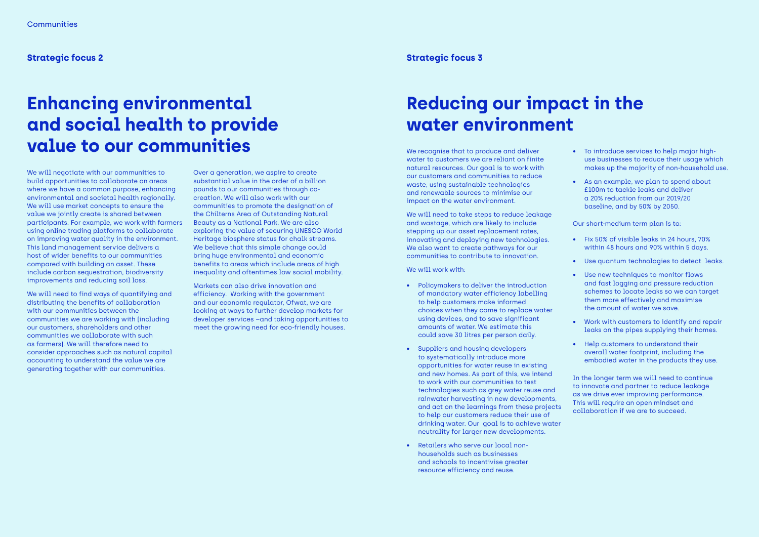## Strategic focus 2

# Enhancing environmental and social health to provide value to our communities

We will negotiate with our communities to build opportunities to collaborate on areas where we have a common purpose, enhancing environmental and societal health regionally. We will use market concepts to ensure the value we jointly create is shared between participants. For example, we work with farmers using online trading platforms to collaborate on improving water quality in the environment. This land management service delivers a host of wider benefits to our communities compared with building an asset. These include carbon sequestration, biodiversity improvements and reducing soil loss.

We will need to find ways of quantifying and distributing the benefits of collaboration with our communities between the communities we are working with (including our customers, shareholders and other communities we collaborate with such as farmers). We will therefore need to consider approaches such as natural capital accounting to understand the value we are generating together with our communities.

Over a generation, we aspire to create substantial value in the order of a billion pounds to our communities through co-creation. We will also work with our communities to promote the designation of the Chilterns Area of Outstanding Natural Beauty as a National Park. We are also exploring the value of securing UNESCO World Heritage biosphere status for chalk streams. We believe that this simple change could bring huge environmental and economic benefits to areas which include areas of high inequality and oftentimes low social mobility.

Markets can also drive innovation and efficiency. Working with the government and our economic regulator, Ofwat, we are looking at ways to further develop markets for developer services –and taking opportunities to meet the growing need for eco-friendly houses.

## Strategic focus 3

# Reducing our impact in the water environment

We recognise that to produce and deliver water to customers we are reliant on finite natural resources. Our goal is to work with our customers and communities to reduce waste, using sustainable technologies and renewable sources to minimise our impact on the water environment.

We will need to take steps to reduce leakage and wastage, which are likely to include stepping up our asset replacement rates, innovating and deploying new technologies. We also want to create pathways for our communities to contribute to innovation.

We will work with:

- Policymakers to deliver the introduction of mandatory water efficiency labelling to help customers make informed choices when they come to replace water using devices, and to save significant amounts of water. We estimate this could save 30 litres per person daily.
- Suppliers and housing developers to systematically introduce more opportunities for water reuse in existing and new homes. As part of this, we intend to work with our communities to test technologies such as grey water reuse and rainwater harvesting in new developments, and act on the learnings from these projects to help our customers reduce their use of drinking water. Our goal is to achieve water neutrality for larger new developments.
- Retailers who serve our local non-households such as businesses and schools to incentivise greater resource efficiency and reuse.
- To introduce services to help major high-use businesses to reduce their usage which makes up the majority of non-household use.
- As an example, we plan to spend about £100m to tackle leaks and deliver a 20% reduction from our 2019/20 baseline, and by 50% by 2050.

Our short-medium term plan is to:

- Fix 50% of visible leaks in 24 hours, 70% within 48 hours and 90% within 5 days.
- Use quantum technologies to detect leaks.
- Use new techniques to monitor flows and fast logging and pressure reduction schemes to locate leaks so we can target them more effectively and maximise the amount of water we save.
- Work with customers to identify and repair leaks on the pipes supplying their homes.
- Help customers to understand their overall water footprint, including the embodied water in the products they use.

In the longer term we will need to continue to innovate and partner to reduce leakage as we drive ever improving performance. This will require an open mindset and collaboration if we are to succeed.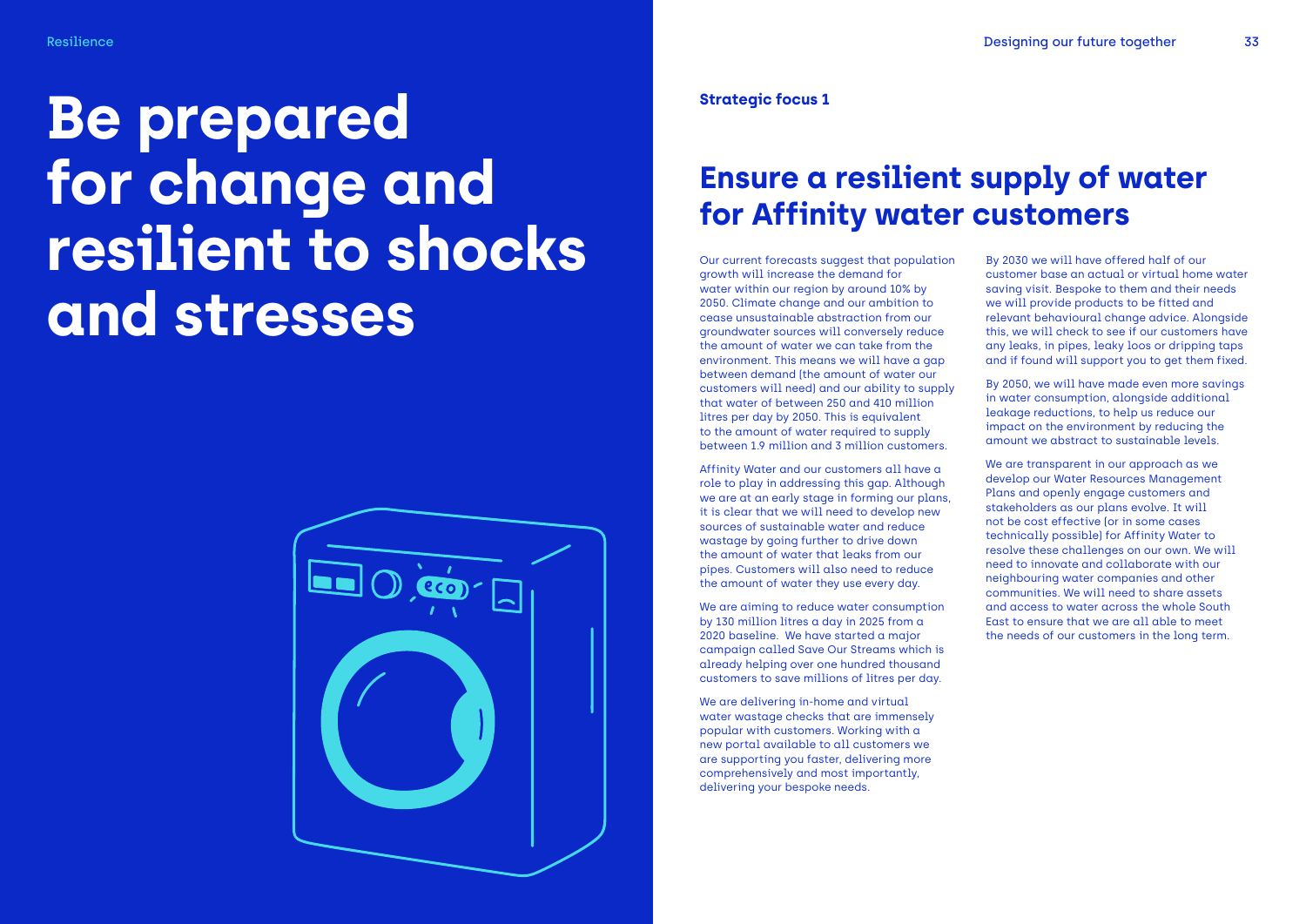Resilience

# Be prepared for change and resilient to shocks and stresses

**Strategic focus 1**

## Ensure a resilient supply of water for Affinity water customers

Our current forecasts suggest that population growth will increase the demand for water within our region by around 10% by 2050. Climate change and our ambition to cease unsustainable abstraction from our groundwater sources will conversely reduce the amount of water we can take from the environment. This means we will have a gap between demand (the amount of water our customers will need) and our ability to supply that water of between 250 and 410 million litres per day by 2050. This is equivalent to the amount of water required to supply between 1.9 million and 3 million customers.

Affinity Water and our customers all have a role to play in addressing this gap. Although we are at an early stage in forming our plans, it is clear that we will need to develop new sources of sustainable water and reduce wastage by going further to drive down the amount of water that leaks from our pipes. Customers will also need to reduce the amount of water they use every day.

We are aiming to reduce water consumption by 130 million litres a day in 2025 from a 2020 baseline. We have started a major campaign called Save Our Streams which is already helping over one hundred thousand customers to save millions of litres per day.

We are delivering in-home and virtual water wastage checks that are immensely popular with customers. Working with a new portal available to all customers we are supporting you faster, delivering more comprehensively and most importantly, delivering your bespoke needs.

By 2030 we will have offered half of our customer base an actual or virtual home water saving visit. Bespoke to them and their needs we will provide products to be fitted and relevant behavioural change advice. Alongside this, we will check to see if our customers have any leaks, in pipes, leaky loos or dripping taps and if found will support you to get them fixed.

By 2050, we will have made even more savings in water consumption, alongside additional leakage reductions, to help us reduce our impact on the environment by reducing the amount we abstract to sustainable levels.

We are transparent in our approach as we develop our Water Resources Management Plans and openly engage customers and stakeholders as our plans evolve. It will not be cost effective (or in some cases technically possible) for Affinity Water to resolve these challenges on our own. We will need to innovate and collaborate with our neighbouring water companies and other communities. We will need to share assets and access to water across the whole South East to ensure that we are all able to meet the needs of our customers in the long term.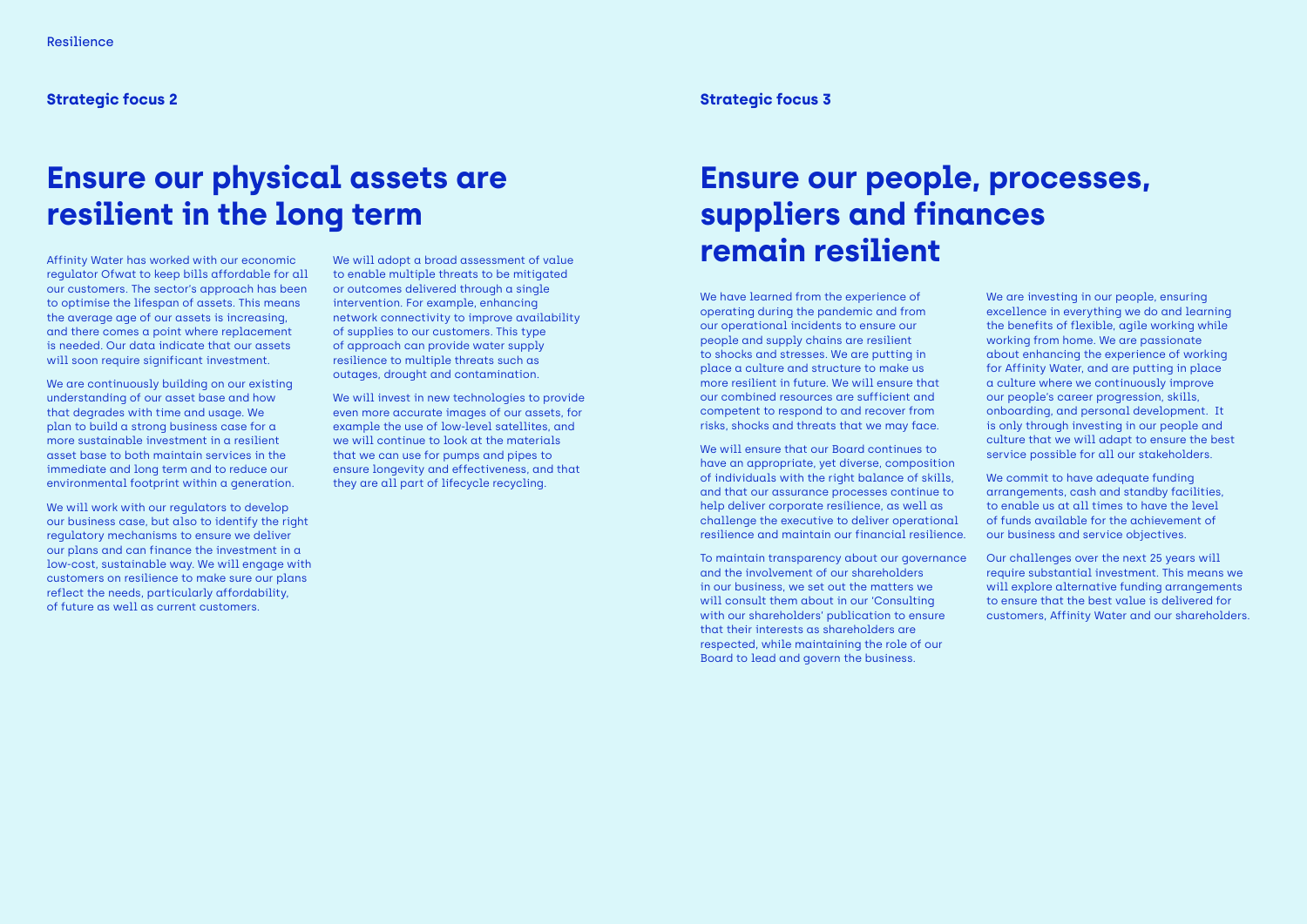## Strategic focus 2

# Ensure our physical assets are resilient in the long term

Affinity Water has worked with our economic regulator Ofwat to keep bills affordable for all our customers. The sector's approach has been to optimise the lifespan of assets. This means the average age of our assets is increasing, and there comes a point where replacement is needed. Our data indicate that our assets will soon require significant investment.

We are continuously building on our existing understanding of our asset base and how that degrades with time and usage. We plan to build a strong business case for a more sustainable investment in a resilient asset base to both maintain services in the immediate and long term and to reduce our environmental footprint within a generation.

We will work with our regulators to develop our business case, but also to identify the right regulatory mechanisms to ensure we deliver our plans and can finance the investment in a low-cost, sustainable way. We will engage with customers on resilience to make sure our plans reflect the needs, particularly affordability, of future as well as current customers.

We will adopt a broad assessment of value to enable multiple threats to be mitigated or outcomes delivered through a single intervention. For example, enhancing network connectivity to improve availability of supplies to our customers. This type of approach can provide water supply resilience to multiple threats such as outages, drought and contamination.

We will invest in new technologies to provide even more accurate images of our assets, for example the use of low-level satellites, and we will continue to look at the materials that we can use for pumps and pipes to ensure longevity and effectiveness, and that they are all part of lifecycle recycling.

## Strategic focus 3

# Ensure our people, processes, suppliers and finances remain resilient

We have learned from the experience of operating during the pandemic and from our operational incidents to ensure our people and supply chains are resilient to shocks and stresses. We are putting in place a culture and structure to make us more resilient in future. We will ensure that our combined resources are sufficient and competent to respond to and recover from risks, shocks and threats that we may face.

We will ensure that our Board continues to have an appropriate, yet diverse, composition of individuals with the right balance of skills, and that our assurance processes continue to help deliver corporate resilience, as well as challenge the executive to deliver operational resilience and maintain our financial resilience.

To maintain transparency about our governance and the involvement of our shareholders in our business, we set out the matters we will consult them about in our 'Consulting with our shareholders' publication to ensure that their interests as shareholders are respected, while maintaining the role of our Board to lead and govern the business.

We are investing in our people, ensuring excellence in everything we do and learning the benefits of flexible, agile working while working from home. We are passionate about enhancing the experience of working for Affinity Water, and are putting in place a culture where we continuously improve our people's career progression, skills, onboarding, and personal development. It is only through investing in our people and culture that we will adapt to ensure the best service possible for all our stakeholders.

We commit to have adequate funding arrangements, cash and standby facilities, to enable us at all times to have the level of funds available for the achievement of our business and service objectives.

Our challenges over the next 25 years will require substantial investment. This means we will explore alternative funding arrangements to ensure that the best value is delivered for customers, Affinity Water and our shareholders.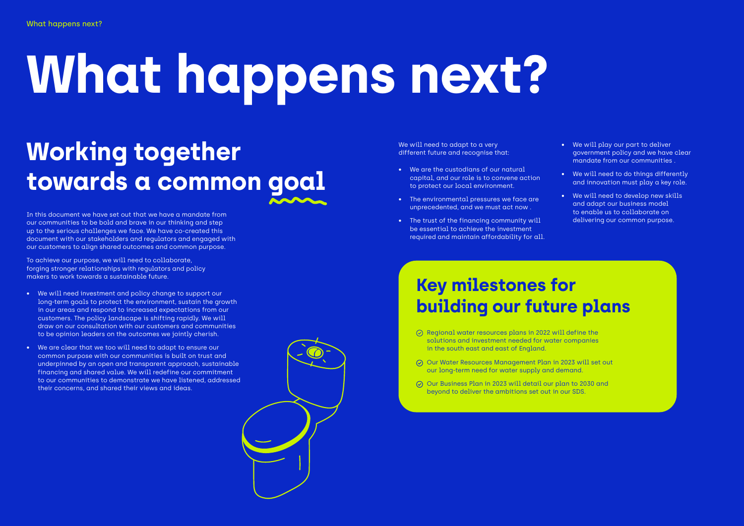# What happens next?

## Working together towards a common goal

In this document we have set out that we have a mandate from our communities to be bold and brave in our thinking and step up to the serious challenges we face. We have co-created this document with our stakeholders and regulators and engaged with our customers to align shared outcomes and common purpose.

To achieve our purpose, we will need to collaborate, forging stronger relationships with regulators and policy makers to work towards a sustainable future.

- We will need investment and policy change to support our long-term goals to protect the environment, sustain the growth in our areas and respond to increased expectations from our customers. The policy landscape is shifting rapidly. We will draw on our consultation with our customers and communities to be opinion leaders on the outcomes we jointly cherish.
- We are clear that we too will need to adapt to ensure our common purpose with our communities is built on trust and underpinned by an open and transparent approach, sustainable financing and shared value. We will redefine our commitment to our communities to demonstrate we have listened, addressed their concerns, and shared their views and ideas.

We will need to adapt to a very different future and recognise that:

- We are the custodians of our natural capital, and our role is to convene action to protect our local environment.
- The environmental pressures we face are unprecedented, and we must act now .
- The trust of the financing community will be essential to achieve the investment required and maintain affordability for all.
- We will play our part to deliver government policy and we have clear mandate from our communities .
- We will need to do things differently and innovation must play a key role.
- We will need to develop new skills and adapt our business model to enable us to collaborate on delivering our common purpose.

## Key milestones for building our future plans

- Regional water resources plans in 2022 will define the solutions and investment needed for water companies in the south east and east of England.
- Our Water Resources Management Plan in 2023 will set out our long-term need for water supply and demand.
- Our Business Plan in 2023 will detail our plan to 2030 and beyond to deliver the ambitions set out in our SDS.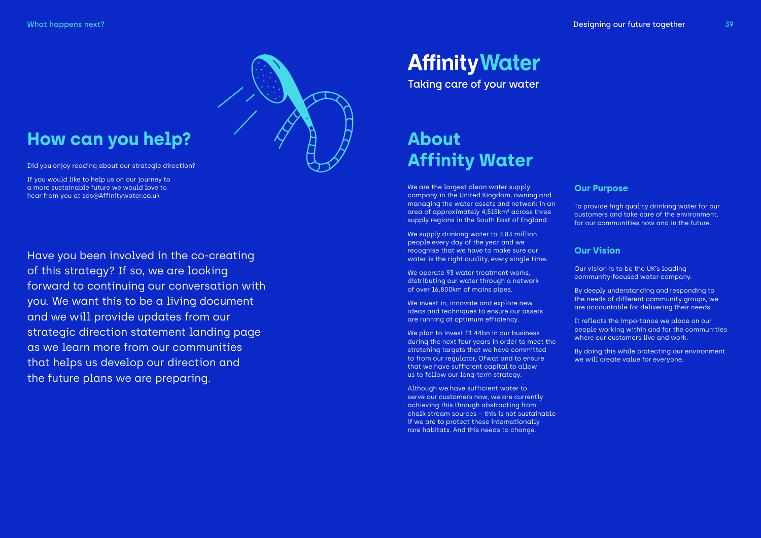## How can you help?

Did you enjoy reading about our strategic direction?

If you would like to help us on our journey to a more sustainable future we would love to hear from you at sds@Affinitywater.co.uk

Have you been involved in the co-creating of this strategy? If so, we are looking forward to continuing our conversation with you. We want this to be a living document and we will provide updates from our strategic direction statement landing page as we learn more from our communities that helps us develop our direction and the future plans we are preparing.

**Affinity Water**

Taking care of your water

## About Affinity Water

We are the largest clean water supply company in the United Kingdom, owning and managing the water assets and network in an area of approximately 4,515km² across three supply regions in the South East of England.

We supply drinking water to 3.83 million people every day of the year and we recognise that we have to make sure our water is the right quality, every single time.

We operate 93 water treatment works, distributing our water through a network of over 16,800km of mains pipes.

We invest in, innovate and explore new ideas and techniques to ensure our assets are running at optimum efficiency.

We plan to invest £1.44bn in our business during the next four years in order to meet the stretching targets that we have committed to from our regulator, Ofwat and to ensure that we have sufficient capital to allow us to follow our long-term strategy.

Although we have sufficient water to serve our customers now, we are currently achieving this through abstracting from chalk stream sources – this is not sustainable if we are to protect these internationally rare habitats. And this needs to change.

### Our Purpose

To provide high quality drinking water for our customers and take care of the environment, for our communities now and in the future.

### Our Vision

Our vision is to be the UK's leading community-focused water company.

By deeply understanding and responding to the needs of different community groups, we are accountable for delivering their needs.

It reflects the importance we place on our people working within and for the communities where our customers live and work.

By doing this while protecting our environment we will create value for everyone.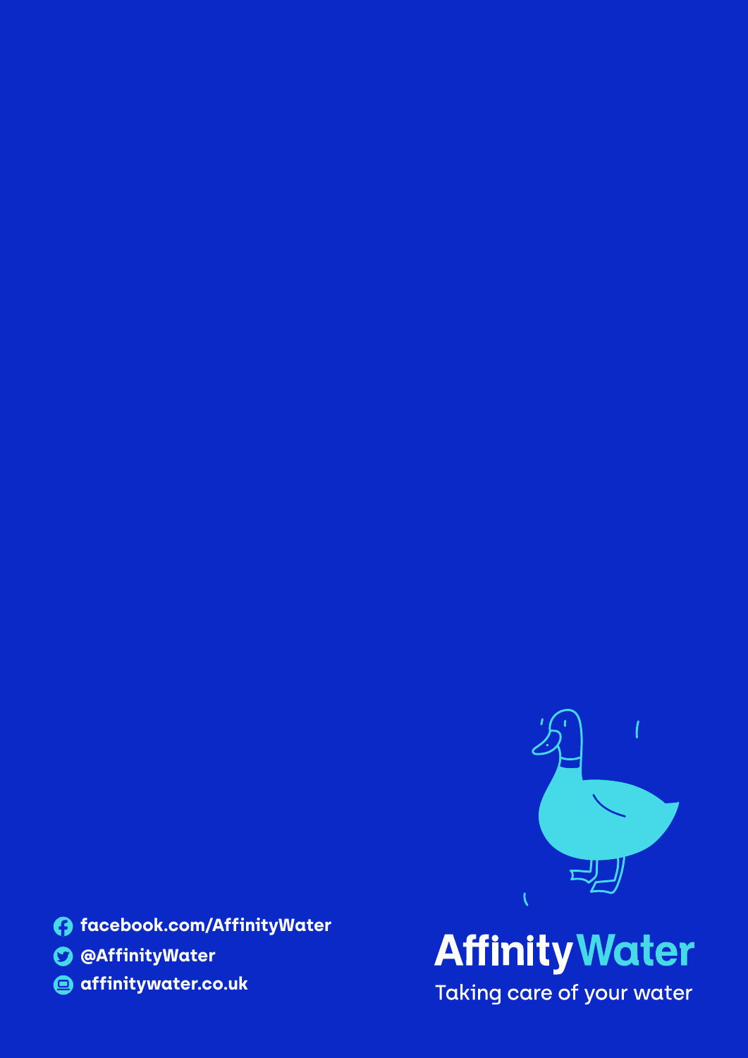facebook.com/AffinityWater

@AffinityWater

affinitywater.co.uk

Affinity Water

Taking care of your water